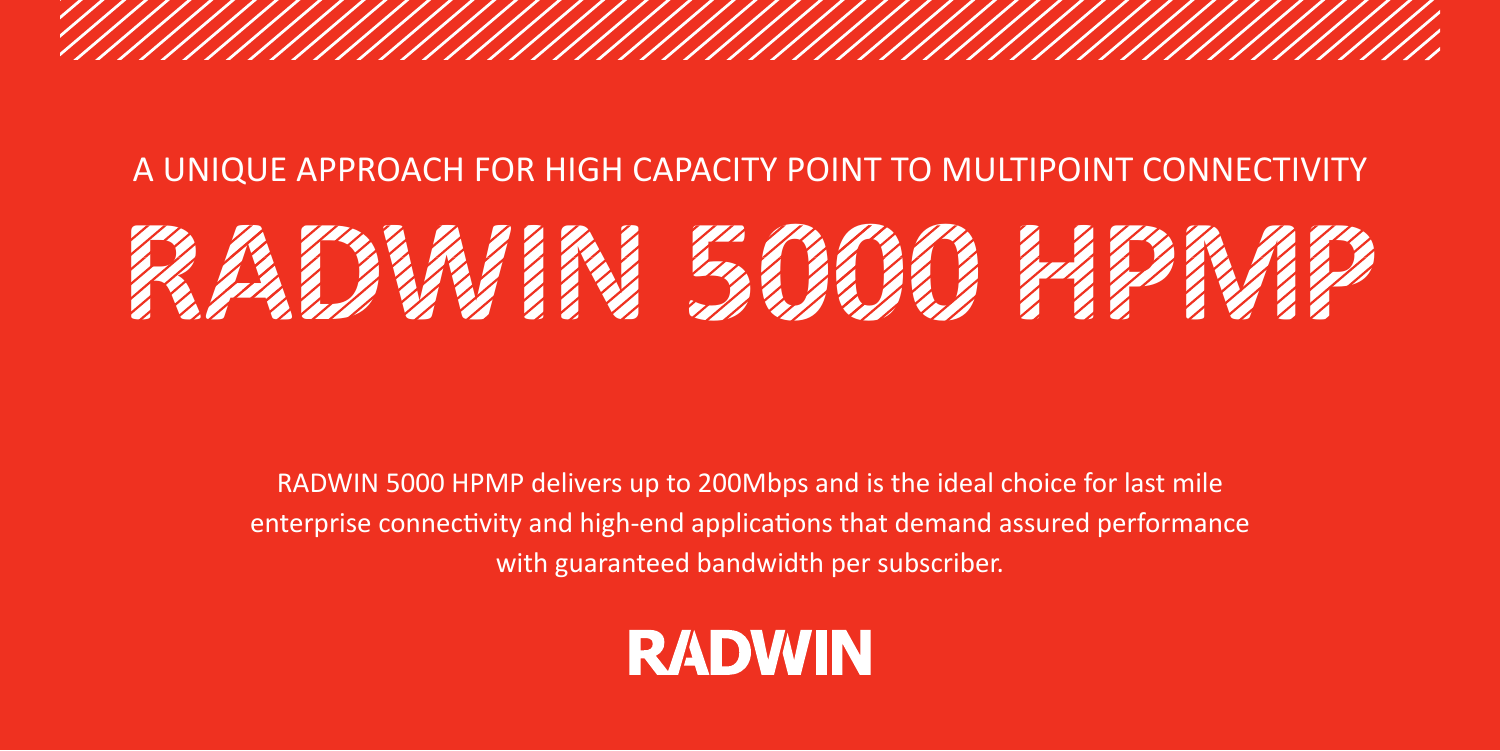A UNIQUE APPROACH FOR HIGH CAPACITY POINT TO MULTIPOINT CONNECTIVITY

# RADWIN 5000 HPMP

RADWIN 5000 HPMP delivers up to 200Mbps and is the ideal choice for last mile enterprise connectivity and high-end applications that demand assured performance with guaranteed bandwidth per subscriber.

**RADWIN**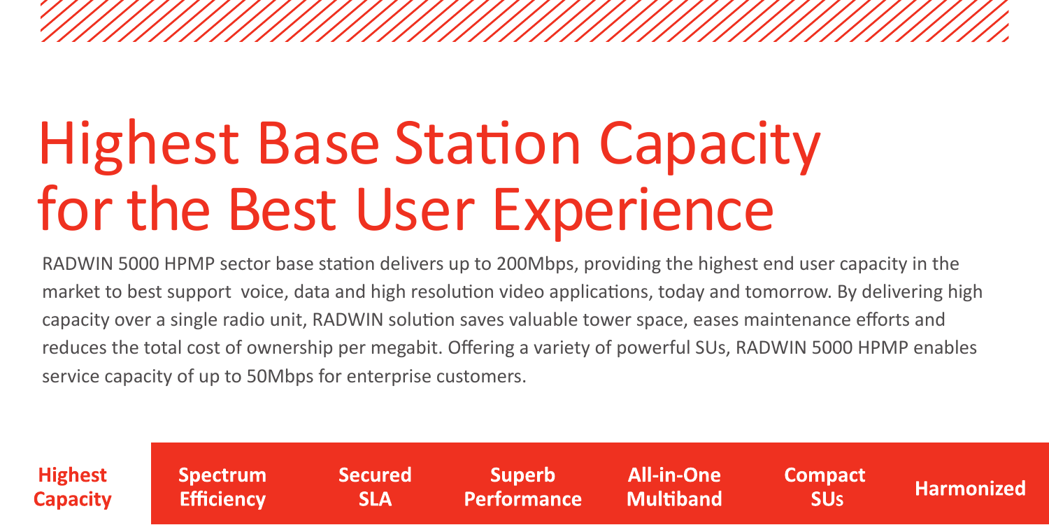# Highest Base Station Capacity for the Best User Experience

RADWIN 5000 HPMP sector base station delivers up to 200Mbps, providing the highest end user capacity in the market to best support voice, data and high resolution video applications, today and tomorrow. By delivering high capacity over a single radio unit, RADWIN solution saves valuable tower space, eases maintenance efforts and reduces the total cost of ownership per megabit. Offering a variety of powerful SUs, RADWIN 5000 HPMP enables service capacity of up to 50Mbps for enterprise customers.

**Highest Capacity** | **Spectrum Efficiency** | **Secured SLA** | **Superb Performance** | **All-in-One Multiband** | **Compact SUs** | **Harmonized**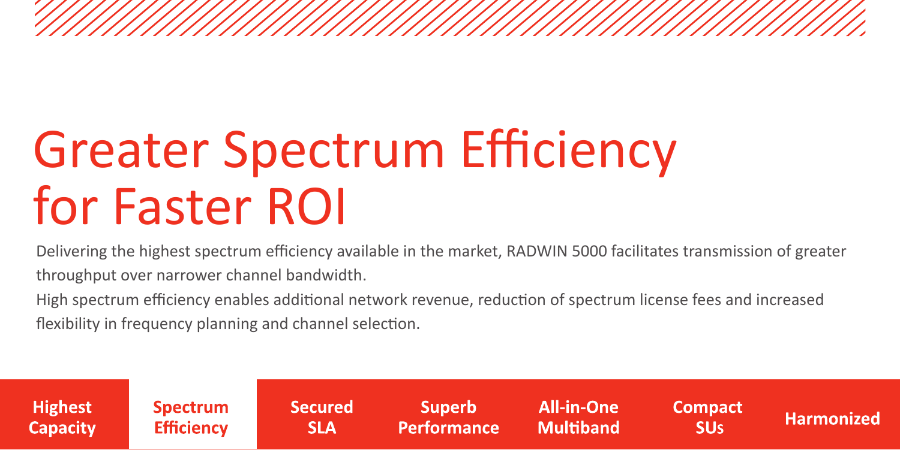# Greater Spectrum Efficiency for Faster ROI

Delivering the highest spectrum efficiency available in the market, RADWIN 5000 facilitates transmission of greater throughput over narrower channel bandwidth.

High spectrum efficiency enables additional network revenue, reduction of spectrum license fees and increased flexibility in frequency planning and channel selection.

| Highest Capacity | **Spectrum Efficiency** | Secured SLA | Superb Performance | All-in-One Multiband | Compact SUs | Harmonized |
|---|---|---|---|---|---|---|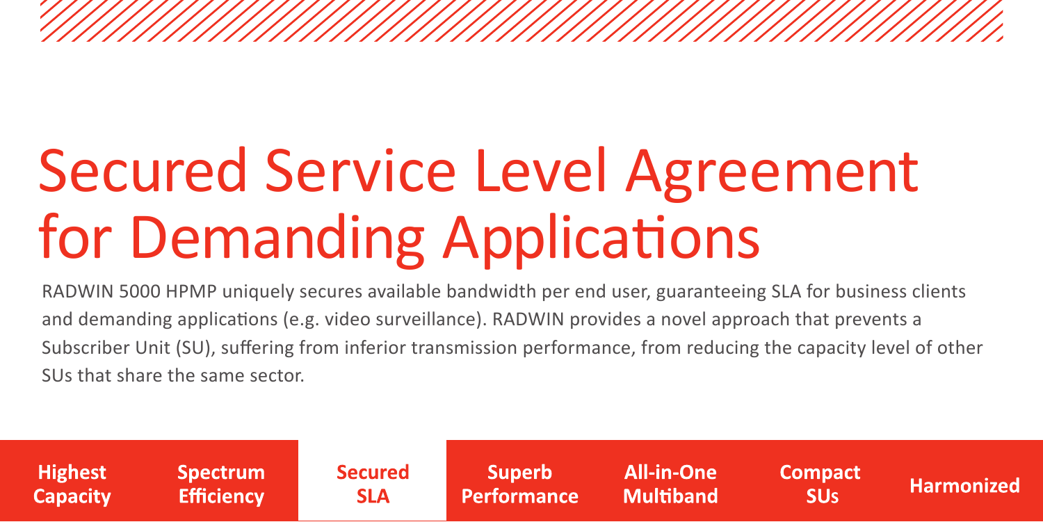# Secured Service Level Agreement for Demanding Applications

RADWIN 5000 HPMP uniquely secures available bandwidth per end user, guaranteeing SLA for business clients and demanding applications (e.g. video surveillance). RADWIN provides a novel approach that prevents a Subscriber Unit (SU), suffering from inferior transmission performance, from reducing the capacity level of other SUs that share the same sector.

| Highest Capacity | Spectrum Efficiency | Secured SLA | Superb Performance | All-in-One Multiband | Compact SUs | Harmonized |
| --- | --- | --- | --- | --- | --- | --- |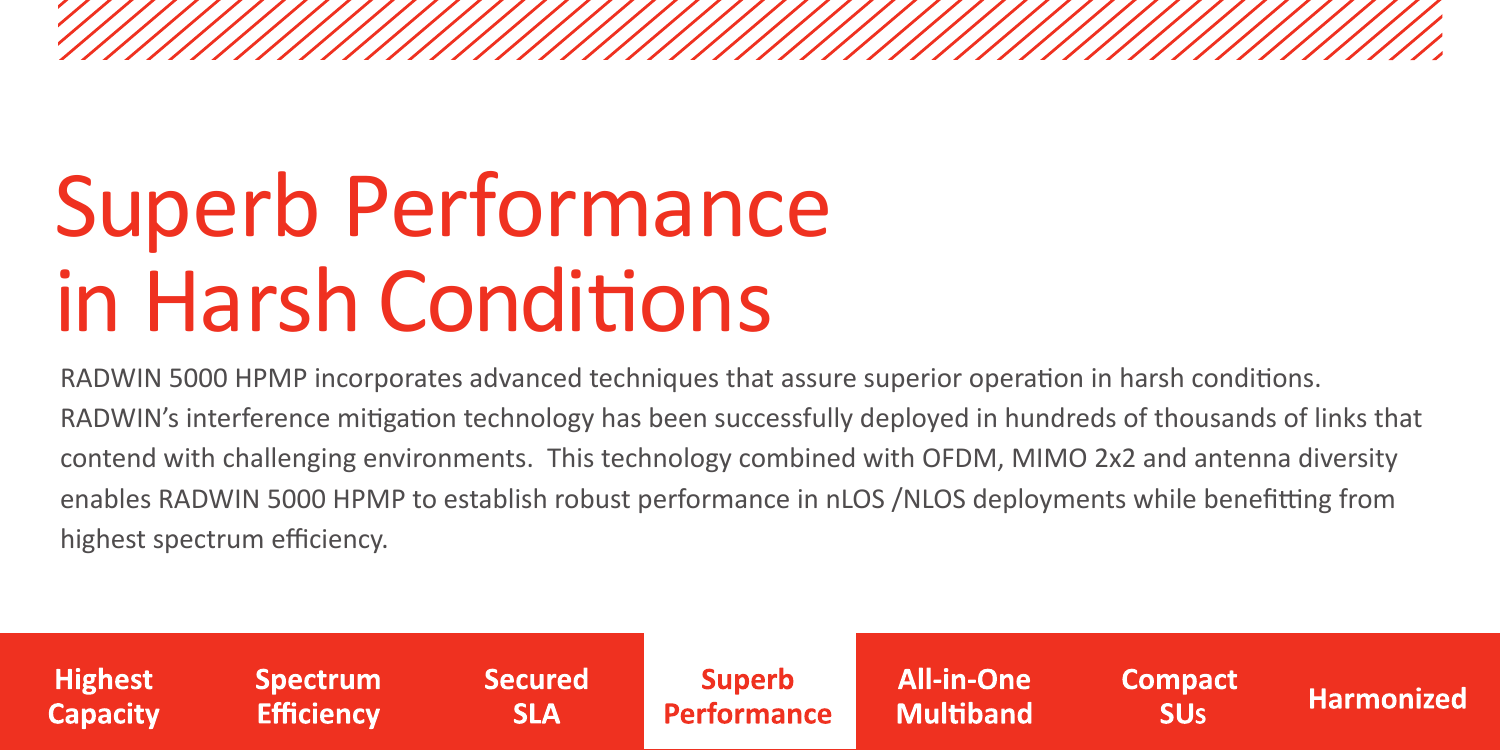# Superb Performance in Harsh Conditions

RADWIN 5000 HPMP incorporates advanced techniques that assure superior operation in harsh conditions. RADWIN's interference mitigation technology has been successfully deployed in hundreds of thousands of links that contend with challenging environments. This technology combined with OFDM, MIMO 2x2 and antenna diversity enables RADWIN 5000 HPMP to establish robust performance in nLOS /NLOS deployments while benefitting from highest spectrum efficiency.

**Highest Capacity** | **Spectrum Efficiency** | **Secured SLA** | **Superb Performance** | **All-in-One Multiband** | **Compact SUs** | **Harmonized**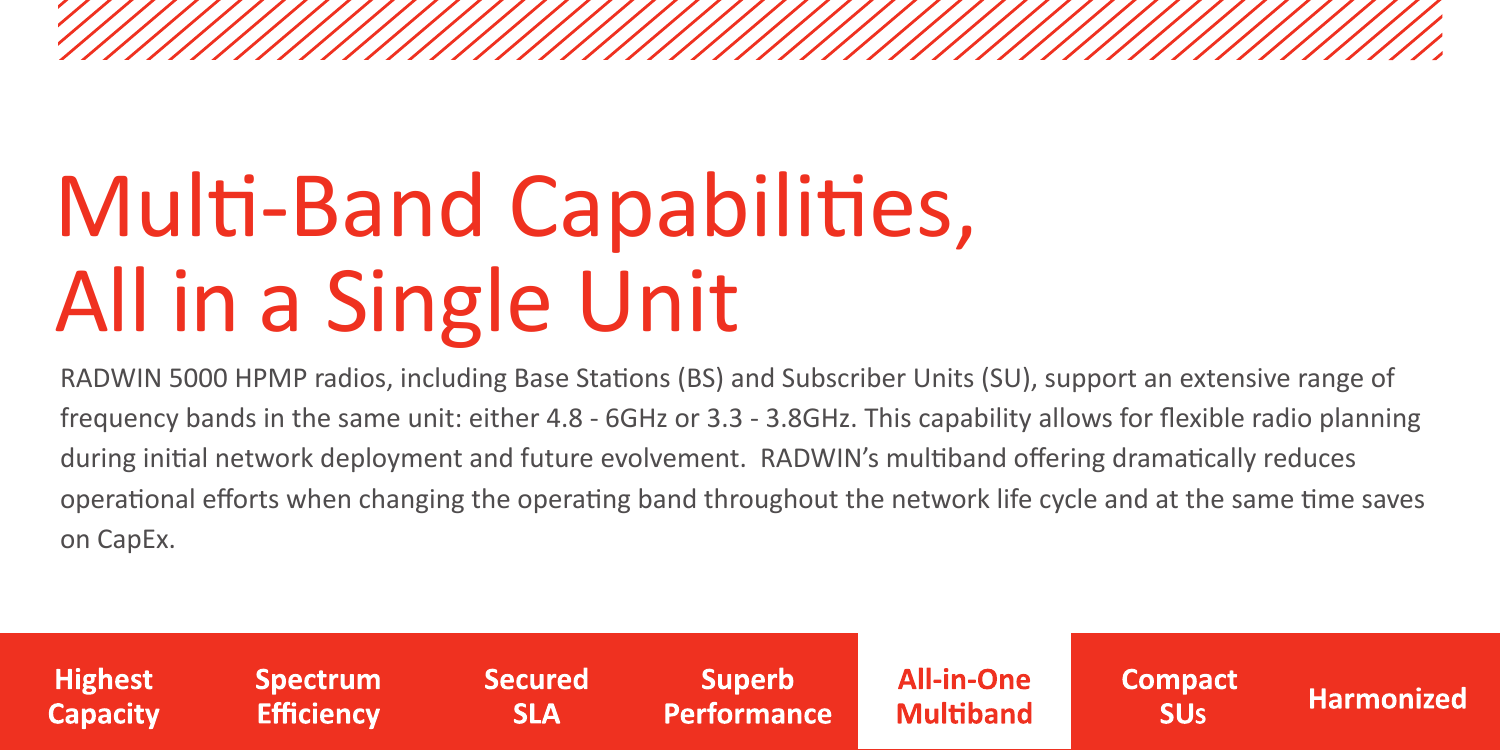# Multi-Band Capabilities, All in a Single Unit

RADWIN 5000 HPMP radios, including Base Stations (BS) and Subscriber Units (SU), support an extensive range of frequency bands in the same unit: either 4.8 - 6GHz or 3.3 - 3.8GHz. This capability allows for flexible radio planning during initial network deployment and future evolvement. RADWIN's multiband offering dramatically reduces operational efforts when changing the operating band throughout the network life cycle and at the same time saves on CapEx.

| Highest Capacity | Spectrum Efficiency | Secured SLA | Superb Performance | All-in-One Multiband | Compact SUs | Harmonized |
| --- | --- | --- | --- | --- | --- | --- |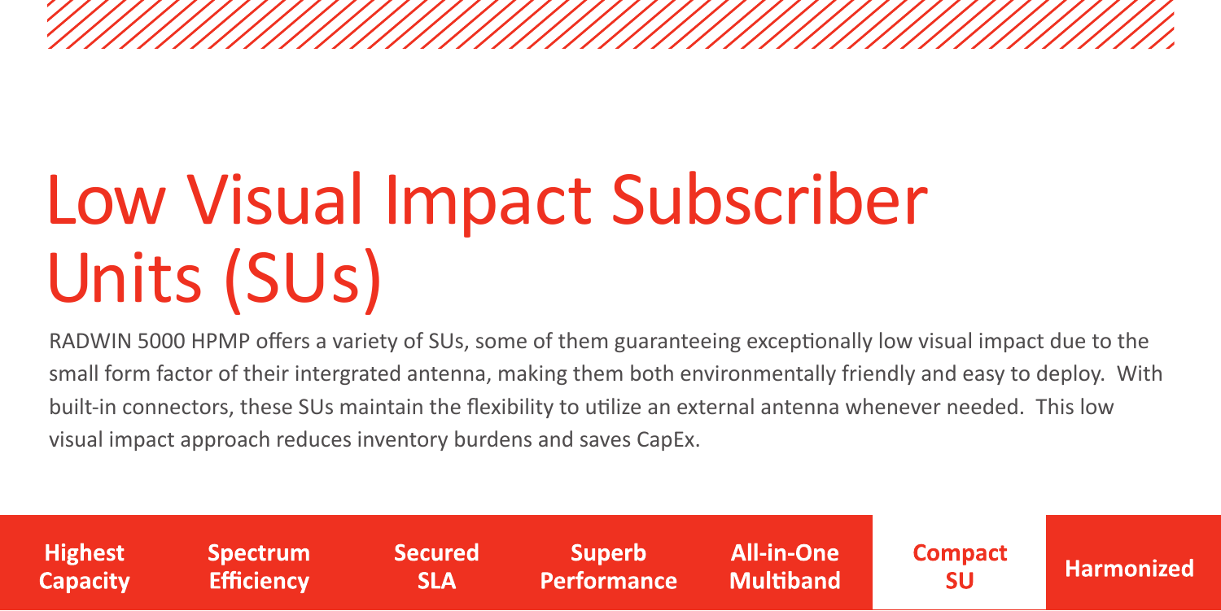# Low Visual Impact Subscriber Units (SUs)

RADWIN 5000 HPMP offers a variety of SUs, some of them guaranteeing exceptionally low visual impact due to the small form factor of their intergrated antenna, making them both environmentally friendly and easy to deploy. With built-in connectors, these SUs maintain the flexibility to utilize an external antenna whenever needed. This low visual impact approach reduces inventory burdens and saves CapEx.

**Highest Capacity** | **Spectrum Efficiency** | **Secured SLA** | **Superb Performance** | **All-in-One Multiband** | **Compact SU** | **Harmonized**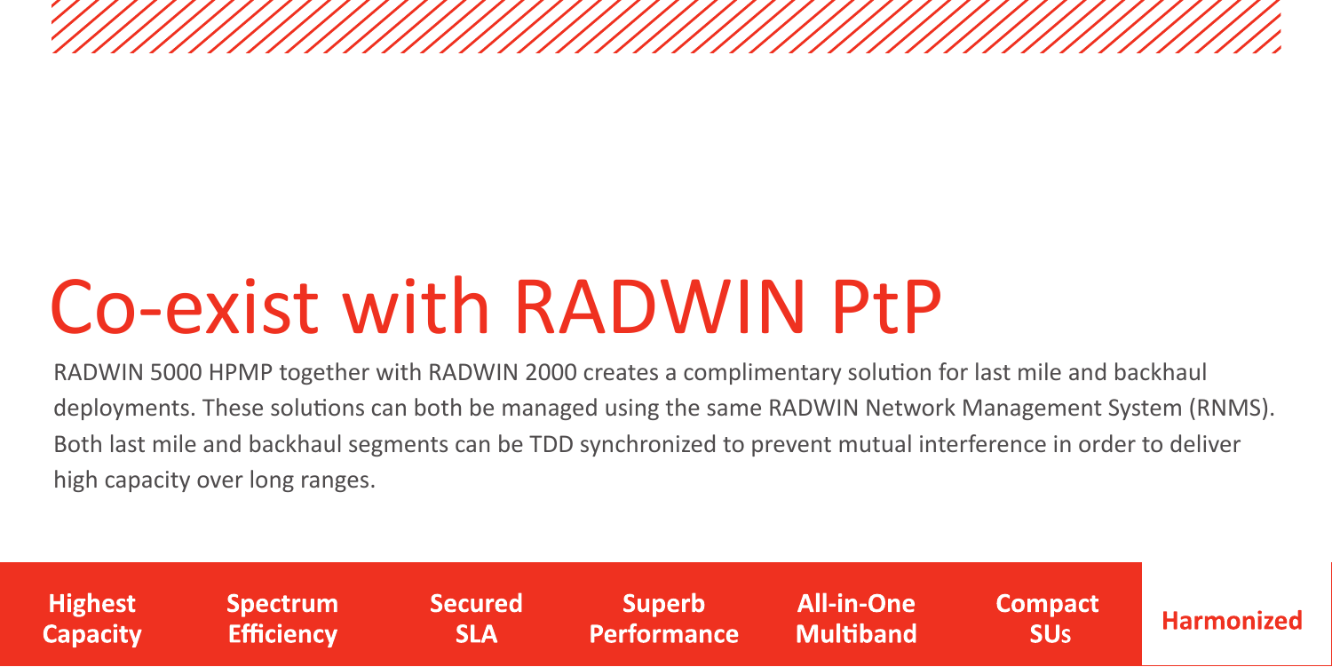# Co-exist with RADWIN PtP

RADWIN 5000 HPMP together with RADWIN 2000 creates a complimentary solution for last mile and backhaul deployments. These solutions can both be managed using the same RADWIN Network Management System (RNMS). Both last mile and backhaul segments can be TDD synchronized to prevent mutual interference in order to deliver high capacity over long ranges.

**Highest Capacity** | **Spectrum Efficiency** | **Secured SLA** | **Superb Performance** | **All-in-One Multiband** | **Compact SUs** | **Harmonized**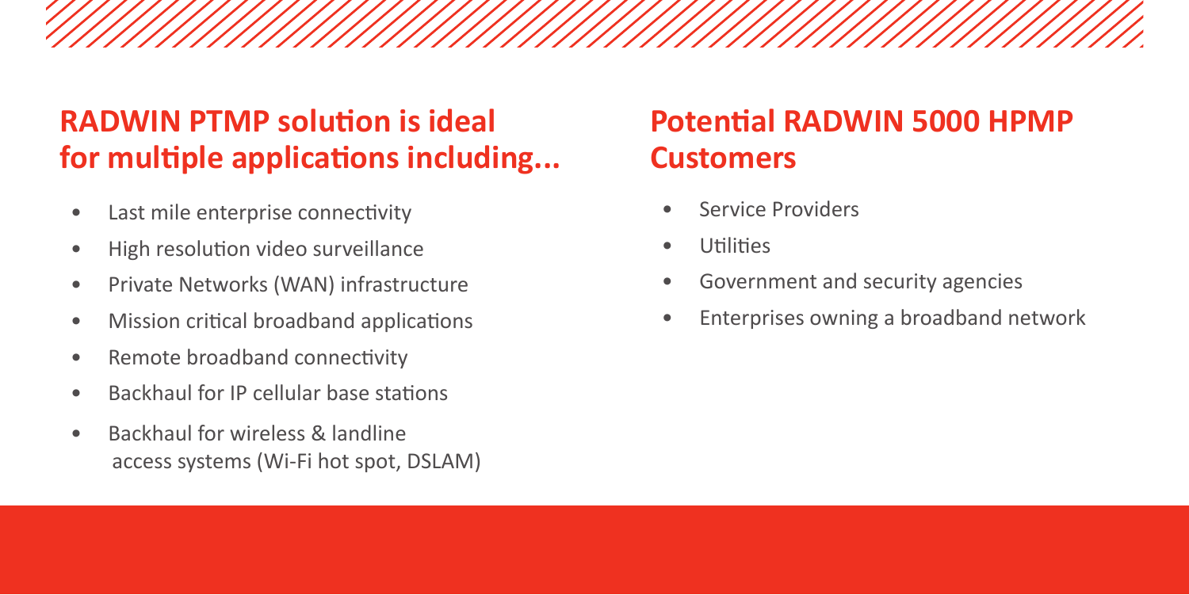## RADWIN PTMP solution is ideal for multiple applications including...

- Last mile enterprise connectivity
- High resolution video surveillance
- Private Networks (WAN) infrastructure
- Mission critical broadband applications
- Remote broadband connectivity
- Backhaul for IP cellular base stations
- Backhaul for wireless & landline access systems (Wi-Fi hot spot, DSLAM)

## Potential RADWIN 5000 HPMP Customers

- Service Providers
- Utilities
- Government and security agencies
- Enterprises owning a broadband network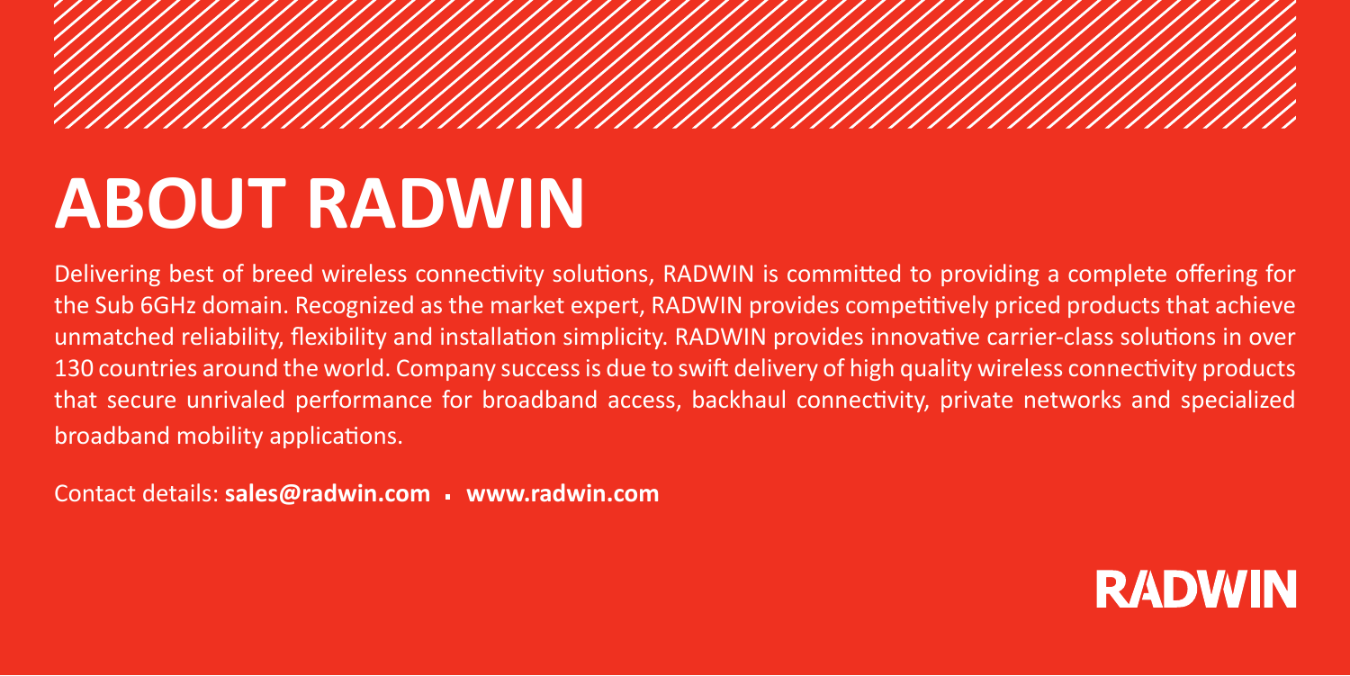# ABOUT RADWIN

Delivering best of breed wireless connectivity solutions, RADWIN is committed to providing a complete offering for the Sub 6GHz domain. Recognized as the market expert, RADWIN provides competitively priced products that achieve unmatched reliability, flexibility and installation simplicity. RADWIN provides innovative carrier-class solutions in over 130 countries around the world. Company success is due to swift delivery of high quality wireless connectivity products that secure unrivaled performance for broadband access, backhaul connectivity, private networks and specialized broadband mobility applications.

Contact details: **sales@radwin.com** ▪ **www.radwin.com**

RADWIN